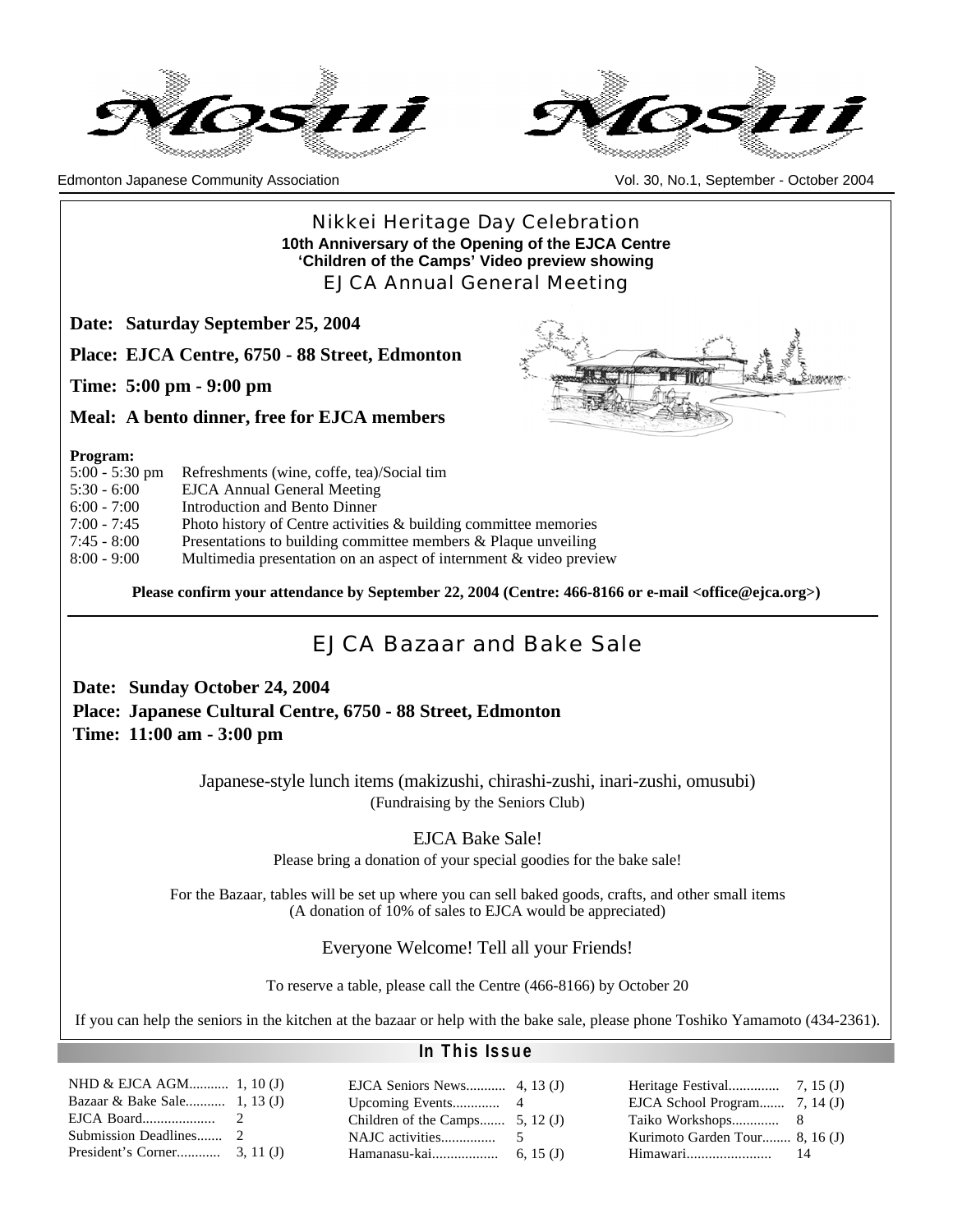# Moshi

Edmonton Japanese Community Association

Vol. 30, No.1, September - October 2004

## Nikkei Heritage Day Celebration

**10th Anniversary of the Opening of the EJCA Centre**

**'Children of the Camps' Video preview showing**

## EJCA Annual General Meeting

**Date: Saturday September 25, 2004**

**Place: EJCA Centre, 6750 - 88 Street, Edmonton**

**Time: 5:00 pm - 9:00 pm**

**Meal: A bento dinner, free for EJCA members**

**Program:**

| | |
|---|---|
| 5:00 - 5:30 pm | Refreshments (wine, coffe, tea)/Social tim |
| 5:30 - 6:00 | EJCA Annual General Meeting |
| 6:00 - 7:00 | Introduction and Bento Dinner |
| 7:00 - 7:45 | Photo history of Centre activities & building committee memories |
| 7:45 - 8:00 | Presentations to building committee members & Plaque unveiling |
| 8:00 - 9:00 | Multimedia presentation on an aspect of internment & video preview |

**Please confirm your attendance by September 22, 2004 (Centre: 466-8166 or e-mail <office@ejca.org>)**

## EJCA Bazaar and Bake Sale

**Date: Sunday October 24, 2004**

**Place: Japanese Cultural Centre, 6750 - 88 Street, Edmonton**

**Time: 11:00 am - 3:00 pm**

Japanese-style lunch items (makizushi, chirashi-zushi, inari-zushi, omusubi)
(Fundraising by the Seniors Club)

EJCA Bake Sale!

Please bring a donation of your special goodies for the bake sale!

For the Bazaar, tables will be set up where you can sell baked goods, crafts, and other small items
(A donation of 10% of sales to EJCA would be appreciated)

Everyone Welcome! Tell all your Friends!

To reserve a table, please call the Centre (466-8166) by October 20

If you can help the seniors in the kitchen at the bazaar or help with the bake sale, please phone Toshiko Yamamoto (434-2361).

## In This Issue

- NHD & EJCA AGM........... 1, 10 (J)
- Bazaar & Bake Sale........... 1, 13 (J)
- EJCA Board.................... 2
- Submission Deadlines....... 2
- President's Corner............ 3, 11 (J)
- EJCA Seniors News........... 4, 13 (J)
- Upcoming Events............. 4
- Children of the Camps....... 5, 12 (J)
- NAJC activities............... 5
- Hamanasu-kai.................. 6, 15 (J)
- Heritage Festival.............. 7, 15 (J)
- EJCA School Program....... 7, 14 (J)
- Taiko Workshops............. 8
- Kurimoto Garden Tour........ 8, 16 (J)
- Himawari....................... 14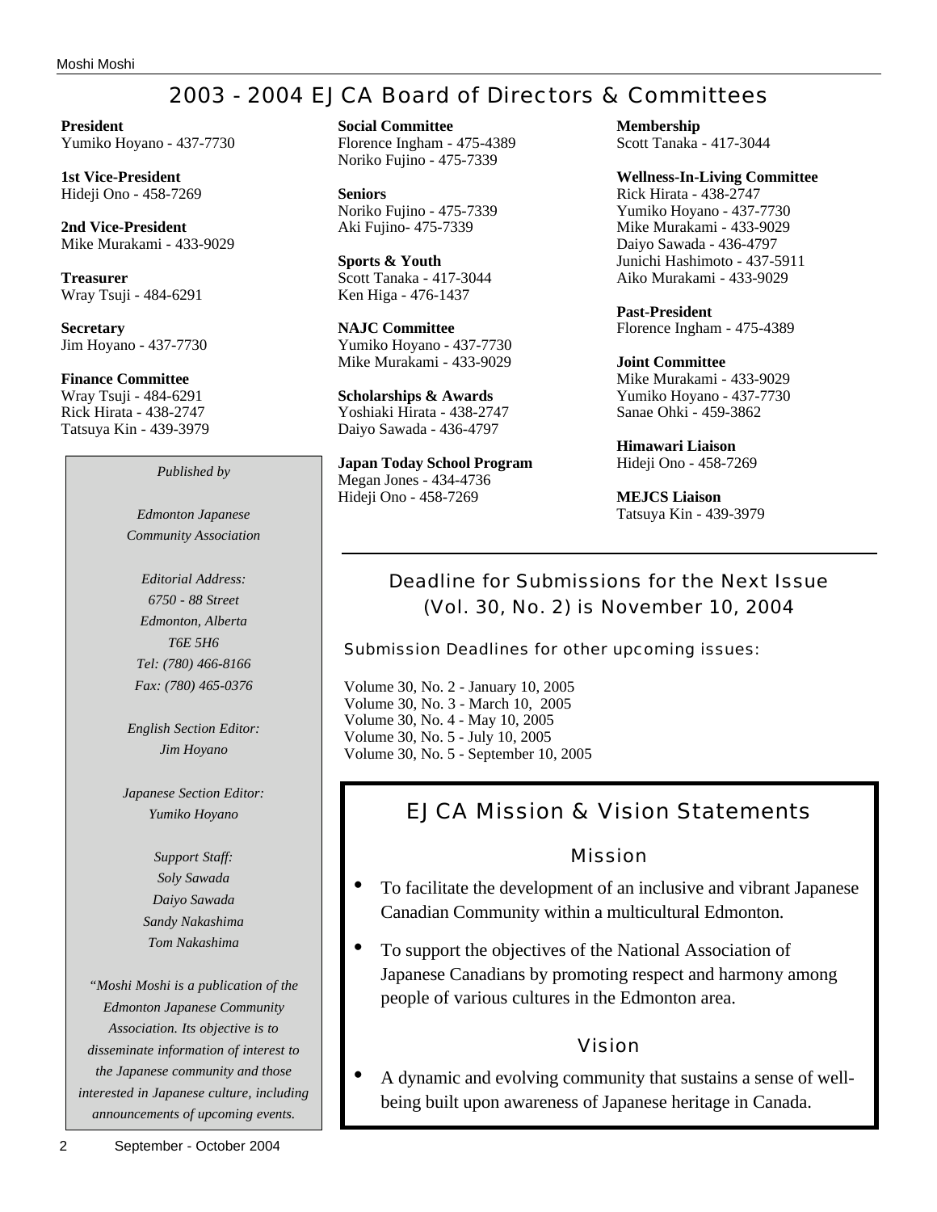# 2003 - 2004 EJCA Board of Directors & Committees

**President**
Yumiko Hoyano - 437-7730

**1st Vice-President**
Hideji Ono - 458-7269

**2nd Vice-President**
Mike Murakami - 433-9029

**Treasurer**
Wray Tsuji - 484-6291

**Secretary**
Jim Hoyano - 437-7730

**Finance Committee**
Wray Tsuji - 484-6291
Rick Hirata - 438-2747
Tatsuya Kin - 439-3979

**Social Committee**
Florence Ingham - 475-4389
Noriko Fujino - 475-7339

**Seniors**
Noriko Fujino - 475-7339
Aki Fujino- 475-7339

**Sports & Youth**
Scott Tanaka - 417-3044
Ken Higa - 476-1437

**NAJC Committee**
Yumiko Hoyano - 437-7730
Mike Murakami - 433-9029

**Scholarships & Awards**
Yoshiaki Hirata - 438-2747
Daiyo Sawada - 436-4797

**Japan Today School Program**
Megan Jones - 434-4736
Hideji Ono - 458-7269

**Membership**
Scott Tanaka - 417-3044

**Wellness-In-Living Committee**
Rick Hirata - 438-2747
Yumiko Hoyano - 437-7730
Mike Murakami - 433-9029
Daiyo Sawada - 436-4797
Junichi Hashimoto - 437-5911
Aiko Murakami - 433-9029

**Past-President**
Florence Ingham - 475-4389

**Joint Committee**
Mike Murakami - 433-9029
Yumiko Hoyano - 437-7730
Sanae Ohki - 459-3862

**Himawari Liaison**
Hideji Ono - 458-7269

**MEJCS Liaison**
Tatsuya Kin - 439-3979

*Published by*

*Edmonton Japanese Community Association*

*Editorial Address:*
*6750 - 88 Street*
*Edmonton, Alberta*
*T6E 5H6*
*Tel: (780) 466-8166*
*Fax: (780) 465-0376*

*English Section Editor:*
*Jim Hoyano*

*Japanese Section Editor:*
*Yumiko Hoyano*

*Support Staff:*
*Soly Sawada*
*Daiyo Sawada*
*Sandy Nakashima*
*Tom Nakashima*

*"Moshi Moshi is a publication of the Edmonton Japanese Community Association. Its objective is to disseminate information of interest to the Japanese community and those interested in Japanese culture, including announcements of upcoming events.*

## Deadline for Submissions for the Next Issue (Vol. 30, No. 2) is November 10, 2004

Submission Deadlines for other upcoming issues:

Volume 30, No. 2 - January 10, 2005
Volume 30, No. 3 - March 10, 2005
Volume 30, No. 4 - May 10, 2005
Volume 30, No. 5 - July 10, 2005
Volume 30, No. 5 - September 10, 2005

## EJCA Mission & Vision Statements

### Mission

- To facilitate the development of an inclusive and vibrant Japanese Canadian Community within a multicultural Edmonton.
- To support the objectives of the National Association of Japanese Canadians by promoting respect and harmony among people of various cultures in the Edmonton area.

### Vision

- A dynamic and evolving community that sustains a sense of well-being built upon awareness of Japanese heritage in Canada.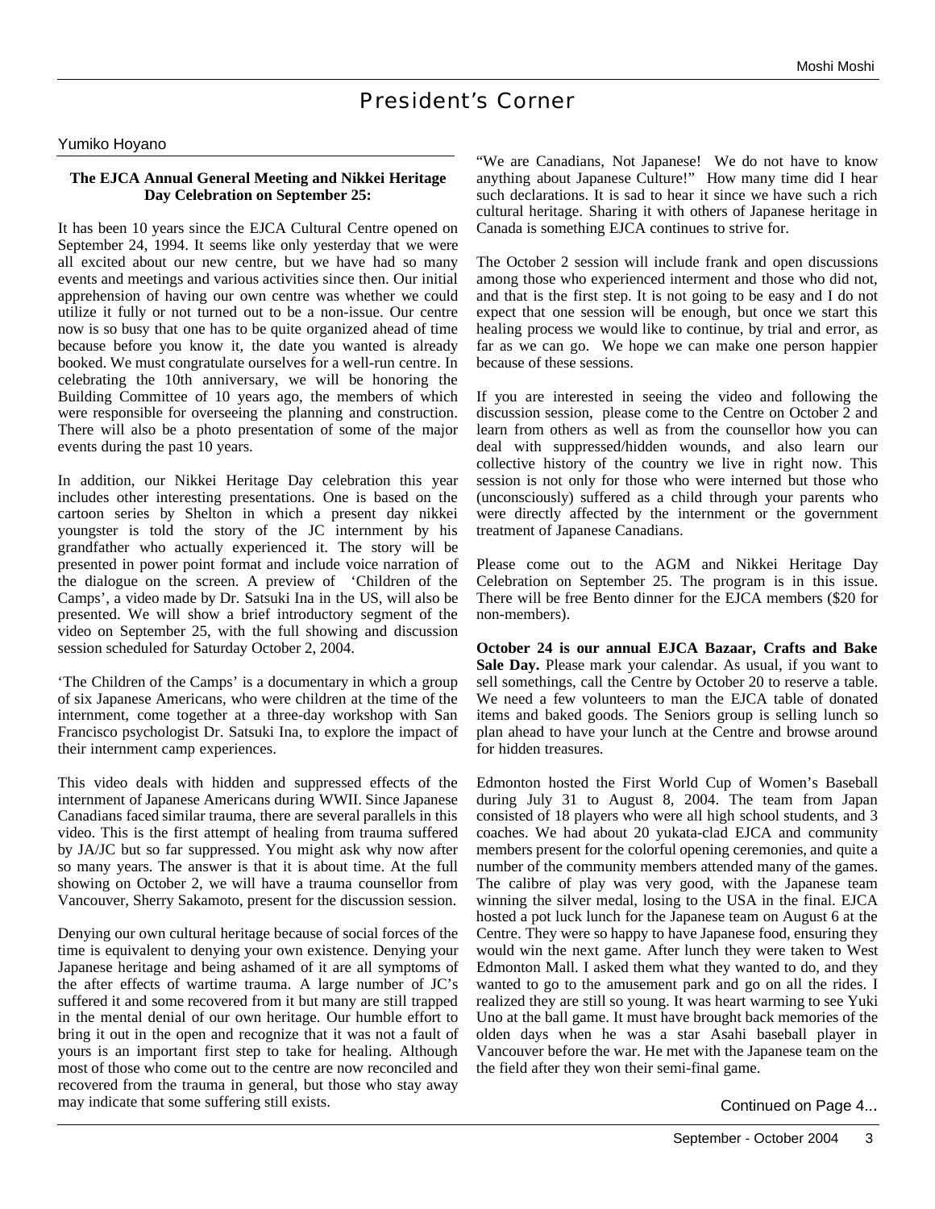# President's Corner

Yumiko Hoyano

**The EJCA Annual General Meeting and Nikkei Heritage Day Celebration on September 25:**

It has been 10 years since the EJCA Cultural Centre opened on September 24, 1994. It seems like only yesterday that we were all excited about our new centre, but we have had so many events and meetings and various activities since then. Our initial apprehension of having our own centre was whether we could utilize it fully or not turned out to be a non-issue. Our centre now is so busy that one has to be quite organized ahead of time because before you know it, the date you wanted is already booked. We must congratulate ourselves for a well-run centre. In celebrating the 10th anniversary, we will be honoring the Building Committee of 10 years ago, the members of which were responsible for overseeing the planning and construction. There will also be a photo presentation of some of the major events during the past 10 years.

In addition, our Nikkei Heritage Day celebration this year includes other interesting presentations. One is based on the cartoon series by Shelton in which a present day nikkei youngster is told the story of the JC internment by his grandfather who actually experienced it. The story will be presented in power point format and include voice narration of the dialogue on the screen. A preview of 'Children of the Camps', a video made by Dr. Satsuki Ina in the US, will also be presented. We will show a brief introductory segment of the video on September 25, with the full showing and discussion session scheduled for Saturday October 2, 2004.

'The Children of the Camps' is a documentary in which a group of six Japanese Americans, who were children at the time of the internment, come together at a three-day workshop with San Francisco psychologist Dr. Satsuki Ina, to explore the impact of their internment camp experiences.

This video deals with hidden and suppressed effects of the internment of Japanese Americans during WWII. Since Japanese Canadians faced similar trauma, there are several parallels in this video. This is the first attempt of healing from trauma suffered by JA/JC but so far suppressed. You might ask why now after so many years. The answer is that it is about time. At the full showing on October 2, we will have a trauma counsellor from Vancouver, Sherry Sakamoto, present for the discussion session.

Denying our own cultural heritage because of social forces of the time is equivalent to denying your own existence. Denying your Japanese heritage and being ashamed of it are all symptoms of the after effects of wartime trauma. A large number of JC's suffered it and some recovered from it but many are still trapped in the mental denial of our own heritage. Our humble effort to bring it out in the open and recognize that it was not a fault of yours is an important first step to take for healing. Although most of those who come out to the centre are now reconciled and recovered from the trauma in general, but those who stay away may indicate that some suffering still exists.

"We are Canadians, Not Japanese! We do not have to know anything about Japanese Culture!" How many time did I hear such declarations. It is sad to hear it since we have such a rich cultural heritage. Sharing it with others of Japanese heritage in Canada is something EJCA continues to strive for.

The October 2 session will include frank and open discussions among those who experienced interment and those who did not, and that is the first step. It is not going to be easy and I do not expect that one session will be enough, but once we start this healing process we would like to continue, by trial and error, as far as we can go. We hope we can make one person happier because of these sessions.

If you are interested in seeing the video and following the discussion session, please come to the Centre on October 2 and learn from others as well as from the counsellor how you can deal with suppressed/hidden wounds, and also learn our collective history of the country we live in right now. This session is not only for those who were interned but those who (unconsciously) suffered as a child through your parents who were directly affected by the internment or the government treatment of Japanese Canadians.

Please come out to the AGM and Nikkei Heritage Day Celebration on September 25. The program is in this issue. There will be free Bento dinner for the EJCA members ($20 for non-members).

**October 24 is our annual EJCA Bazaar, Crafts and Bake Sale Day.** Please mark your calendar. As usual, if you want to sell somethings, call the Centre by October 20 to reserve a table. We need a few volunteers to man the EJCA table of donated items and baked goods. The Seniors group is selling lunch so plan ahead to have your lunch at the Centre and browse around for hidden treasures.

Edmonton hosted the First World Cup of Women's Baseball during July 31 to August 8, 2004. The team from Japan consisted of 18 players who were all high school students, and 3 coaches. We had about 20 yukata-clad EJCA and community members present for the colorful opening ceremonies, and quite a number of the community members attended many of the games. The calibre of play was very good, with the Japanese team winning the silver medal, losing to the USA in the final. EJCA hosted a pot luck lunch for the Japanese team on August 6 at the Centre. They were so happy to have Japanese food, ensuring they would win the next game. After lunch they were taken to West Edmonton Mall. I asked them what they wanted to do, and they wanted to go to the amusement park and go on all the rides. I realized they are still so young. It was heart warming to see Yuki Uno at the ball game. It must have brought back memories of the olden days when he was a star Asahi baseball player in Vancouver before the war. He met with the Japanese team on the the field after they won their semi-final game.

Continued on Page 4...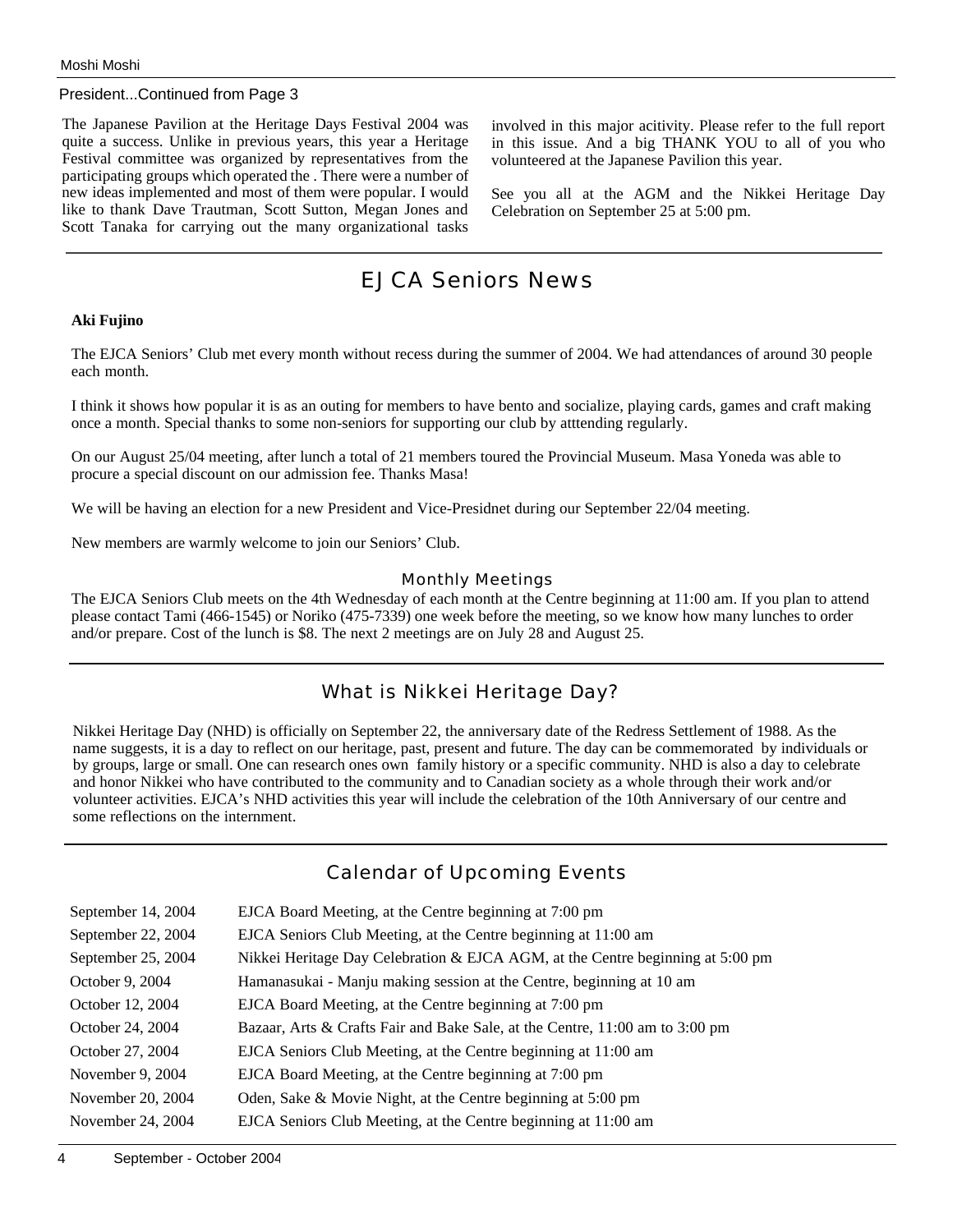President...Continued from Page 3

The Japanese Pavilion at the Heritage Days Festival 2004 was quite a success. Unlike in previous years, this year a Heritage Festival committee was organized by representatives from the participating groups which operated the . There were a number of new ideas implemented and most of them were popular. I would like to thank Dave Trautman, Scott Sutton, Megan Jones and Scott Tanaka for carrying out the many organizational tasks involved in this major acitivity. Please refer to the full report in this issue. And a big THANK YOU to all of you who volunteered at the Japanese Pavilion this year.

See you all at the AGM and the Nikkei Heritage Day Celebration on September 25 at 5:00 pm.

## EJCA Seniors News

**Aki Fujino**

The EJCA Seniors' Club met every month without recess during the summer of 2004. We had attendances of around 30 people each month.

I think it shows how popular it is as an outing for members to have bento and socialize, playing cards, games and craft making once a month. Special thanks to some non-seniors for supporting our club by atttending regularly.

On our August 25/04 meeting, after lunch a total of 21 members toured the Provincial Museum. Masa Yoneda was able to procure a special discount on our admission fee. Thanks Masa!

We will be having an election for a new President and Vice-Presidnet during our September 22/04 meeting.

New members are warmly welcome to join our Seniors' Club.

### Monthly Meetings

The EJCA Seniors Club meets on the 4th Wednesday of each month at the Centre beginning at 11:00 am. If you plan to attend please contact Tami (466-1545) or Noriko (475-7339) one week before the meeting, so we know how many lunches to order and/or prepare. Cost of the lunch is $8. The next 2 meetings are on July 28 and August 25.

## What is Nikkei Heritage Day?

Nikkei Heritage Day (NHD) is officially on September 22, the anniversary date of the Redress Settlement of 1988. As the name suggests, it is a day to reflect on our heritage, past, present and future. The day can be commemorated by individuals or by groups, large or small. One can research ones own family history or a specific community. NHD is also a day to celebrate and honor Nikkei who have contributed to the community and to Canadian society as a whole through their work and/or volunteer activities. EJCA's NHD activities this year will include the celebration of the 10th Anniversary of our centre and some reflections on the internment.

## Calendar of Upcoming Events

| | |
|---|---|
| September 14, 2004 | EJCA Board Meeting, at the Centre beginning at 7:00 pm |
| September 22, 2004 | EJCA Seniors Club Meeting, at the Centre beginning at 11:00 am |
| September 25, 2004 | Nikkei Heritage Day Celebration & EJCA AGM, at the Centre beginning at 5:00 pm |
| Octobеr 9, 2004 | Hamanasukai - Manju making session at the Centre, beginning at 10 am |
| October 12, 2004 | EJCA Board Meeting, at the Centre beginning at 7:00 pm |
| October 24, 2004 | Bazaar, Arts & Crafts Fair and Bake Sale, at the Centre, 11:00 am to 3:00 pm |
| October 27, 2004 | EJCA Seniors Club Meeting, at the Centre beginning at 11:00 am |
| November 9, 2004 | EJCA Board Meeting, at the Centre beginning at 7:00 pm |
| November 20, 2004 | Oden, Sake & Movie Night, at the Centre beginning at 5:00 pm |
| November 24, 2004 | EJCA Seniors Club Meeting, at the Centre beginning at 11:00 am |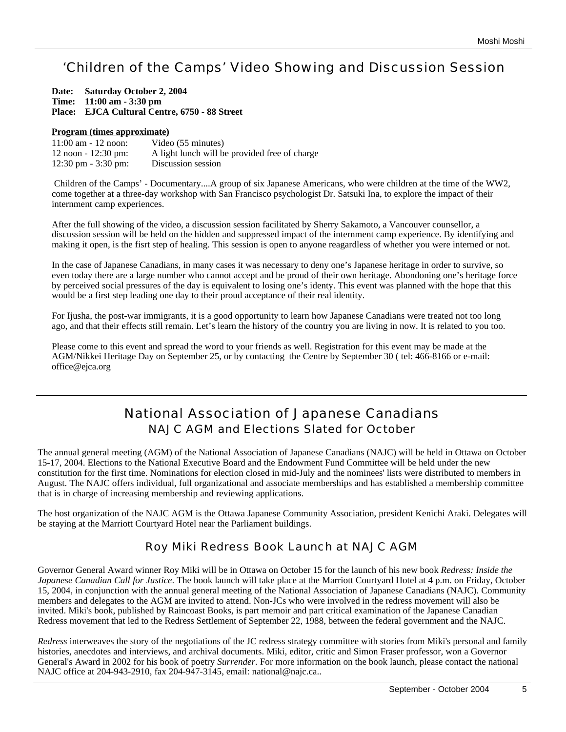## 'Children of the Camps' Video Showing and Discussion Session

**Date: Saturday October 2, 2004**
**Time: 11:00 am - 3:30 pm**
**Place: EJCA Cultural Centre, 6750 - 88 Street**

**Program (times approximate)**

| | |
|---|---|
| 11:00 am - 12 noon: | Video (55 minutes) |
| 12 noon - 12:30 pm: | A light lunch will be provided free of charge |
| 12:30 pm - 3:30 pm: | Discussion session |

Children of the Camps' - Documentary....A group of six Japanese Americans, who were children at the time of the WW2, come together at a three-day workshop with San Francisco psychologist Dr. Satsuki Ina, to explore the impact of their internment camp experiences.

After the full showing of the video, a discussion session facilitated by Sherry Sakamoto, a Vancouver counsellor, a discussion session will be held on the hidden and suppressed impact of the internment camp experience. By identifying and making it open, is the fisrt step of healing. This session is open to anyone reagardless of whether you were interned or not.

In the case of Japanese Canadians, in many cases it was necessary to deny one's Japanese heritage in order to survive, so even today there are a large number who cannot accept and be proud of their own heritage. Abondoning one's heritage force by perceived social pressures of the day is equivalent to losing one's identy. This event was planned with the hope that this would be a first step leading one day to their proud acceptance of their real identity.

For Ijusha, the post-war immigrants, it is a good opportunity to learn how Japanese Canadians were treated not too long ago, and that their effects still remain. Let's learn the history of the country you are living in now. It is related to you too.

Please come to this event and spread the word to your friends as well. Registration for this event may be made at the AGM/Nikkei Heritage Day on September 25, or by contacting the Centre by September 30 ( tel: 466-8166 or e-mail: office@ejca.org

## National Association of Japanese Canadians

### NAJC AGM and Elections Slated for October

The annual general meeting (AGM) of the National Association of Japanese Canadians (NAJC) will be held in Ottawa on October 15-17, 2004. Elections to the National Executive Board and the Endowment Fund Committee will be held under the new constitution for the first time. Nominations for election closed in mid-July and the nominees' lists were distributed to members in August. The NAJC offers individual, full organizational and associate memberships and has established a membership committee that is in charge of increasing membership and reviewing applications.

The host organization of the NAJC AGM is the Ottawa Japanese Community Association, president Kenichi Araki. Delegates will be staying at the Marriott Courtyard Hotel near the Parliament buildings.

### Roy Miki Redress Book Launch at NAJC AGM

Governor General Award winner Roy Miki will be in Ottawa on October 15 for the launch of his new book *Redress: Inside the Japanese Canadian Call for Justice*. The book launch will take place at the Marriott Courtyard Hotel at 4 p.m. on Friday, October 15, 2004, in conjunction with the annual general meeting of the National Association of Japanese Canadians (NAJC). Community members and delegates to the AGM are invited to attend. Non-JCs who were involved in the redress movement will also be invited. Miki's book, published by Raincoast Books, is part memoir and part critical examination of the Japanese Canadian Redress movement that led to the Redress Settlement of September 22, 1988, between the federal government and the NAJC.

*Redress* interweaves the story of the negotiations of the JC redress strategy committee with stories from Miki's personal and family histories, anecdotes and interviews, and archival documents. Miki, editor, critic and Simon Fraser professor, won a Governor General's Award in 2002 for his book of poetry *Surrender*. For more information on the book launch, please contact the national NAJC office at 204-943-2910, fax 204-947-3145, email: national@najc.ca..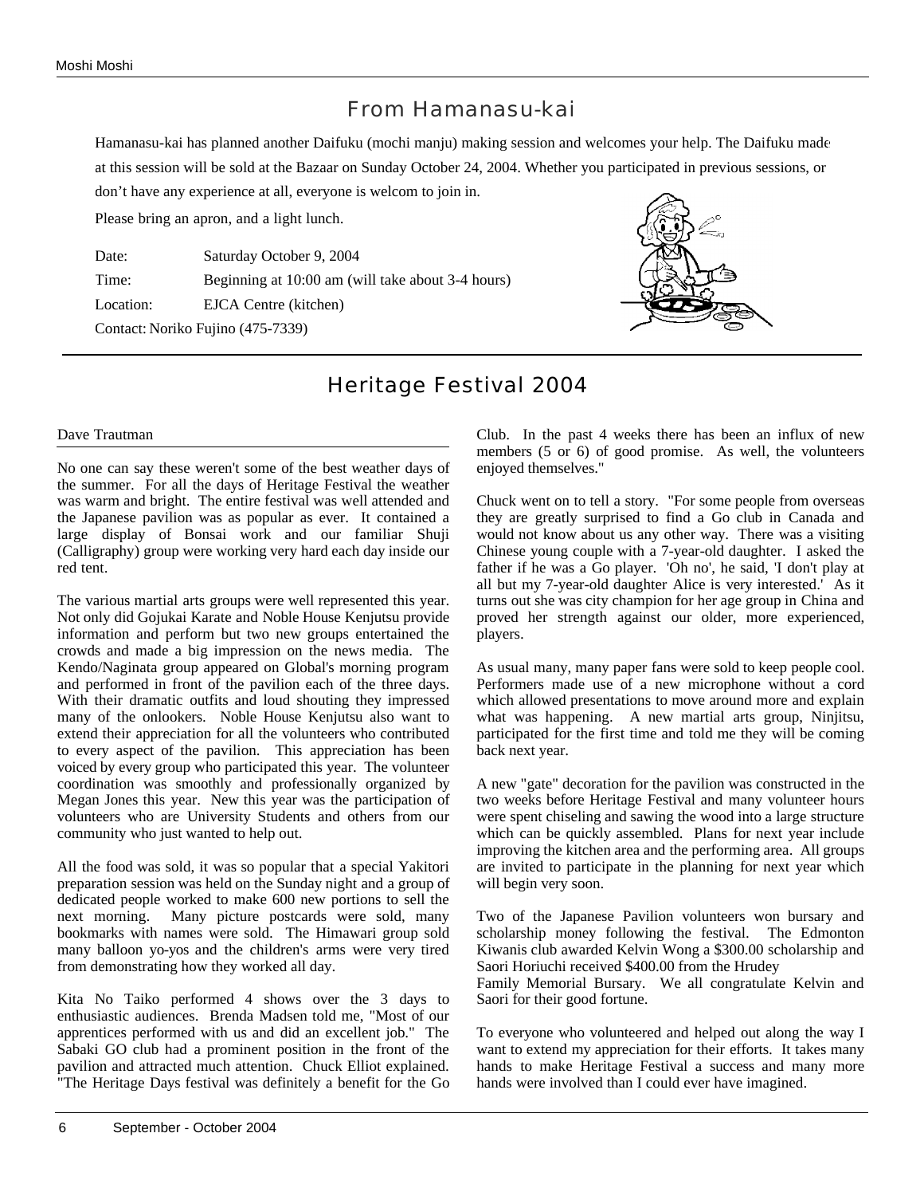## From Hamanasu-kai

Hamanasu-kai has planned another Daifuku (mochi manju) making session and welcomes your help. The Daifuku made at this session will be sold at the Bazaar on Sunday October 24, 2004. Whether you participated in previous sessions, or don't have any experience at all, everyone is welcom to join in.

Please bring an apron, and a light lunch.

Date: Saturday October 9, 2004

Time: Beginning at 10:00 am (will take about 3-4 hours)

Location: EJCA Centre (kitchen)

Contact: Noriko Fujino (475-7339)

## Heritage Festival 2004

Dave Trautman

No one can say these weren't some of the best weather days of the summer. For all the days of Heritage Festival the weather was warm and bright. The entire festival was well attended and the Japanese pavilion was as popular as ever. It contained a large display of Bonsai work and our familiar Shuji (Calligraphy) group were working very hard each day inside our red tent.

The various martial arts groups were well represented this year. Not only did Gojukai Karate and Noble House Kenjutsu provide information and perform but two new groups entertained the crowds and made a big impression on the news media. The Kendo/Naginata group appeared on Global's morning program and performed in front of the pavilion each of the three days. With their dramatic outfits and loud shouting they impressed many of the onlookers. Noble House Kenjutsu also want to extend their appreciation for all the volunteers who contributed to every aspect of the pavilion. This appreciation has been voiced by every group who participated this year. The volunteer coordination was smoothly and professionally organized by Megan Jones this year. New this year was the participation of volunteers who are University Students and others from our community who just wanted to help out.

All the food was sold, it was so popular that a special Yakitori preparation session was held on the Sunday night and a group of dedicated people worked to make 600 new portions to sell the next morning. Many picture postcards were sold, many bookmarks with names were sold. The Himawari group sold many balloon yo-yos and the children's arms were very tired from demonstrating how they worked all day.

Kita No Taiko performed 4 shows over the 3 days to enthusiastic audiences. Brenda Madsen told me, "Most of our apprentices performed with us and did an excellent job." The Sabaki GO club had a prominent position in the front of the pavilion and attracted much attention. Chuck Elliot explained. "The Heritage Days festival was definitely a benefit for the Go Club. In the past 4 weeks there has been an influx of new members (5 or 6) of good promise. As well, the volunteers enjoyed themselves."

Chuck went on to tell a story. "For some people from overseas they are greatly surprised to find a Go club in Canada and would not know about us any other way. There was a visiting Chinese young couple with a 7-year-old daughter. I asked the father if he was a Go player. 'Oh no', he said, 'I don't play at all but my 7-year-old daughter Alice is very interested.' As it turns out she was city champion for her age group in China and proved her strength against our older, more experienced, players.

As usual many, many paper fans were sold to keep people cool. Performers made use of a new microphone without a cord which allowed presentations to move around more and explain what was happening. A new martial arts group, Ninjitsu, participated for the first time and told me they will be coming back next year.

A new "gate" decoration for the pavilion was constructed in the two weeks before Heritage Festival and many volunteer hours were spent chiseling and sawing the wood into a large structure which can be quickly assembled. Plans for next year include improving the kitchen area and the performing area. All groups are invited to participate in the planning for next year which will begin very soon.

Two of the Japanese Pavilion volunteers won bursary and scholarship money following the festival. The Edmonton Kiwanis club awarded Kelvin Wong a $300.00 scholarship and Saori Horiuchi received $400.00 from the Hrudey Family Memorial Bursary. We all congratulate Kelvin and Saori for their good fortune.

To everyone who volunteered and helped out along the way I want to extend my appreciation for their efforts. It takes many hands to make Heritage Festival a success and many more hands were involved than I could ever have imagined.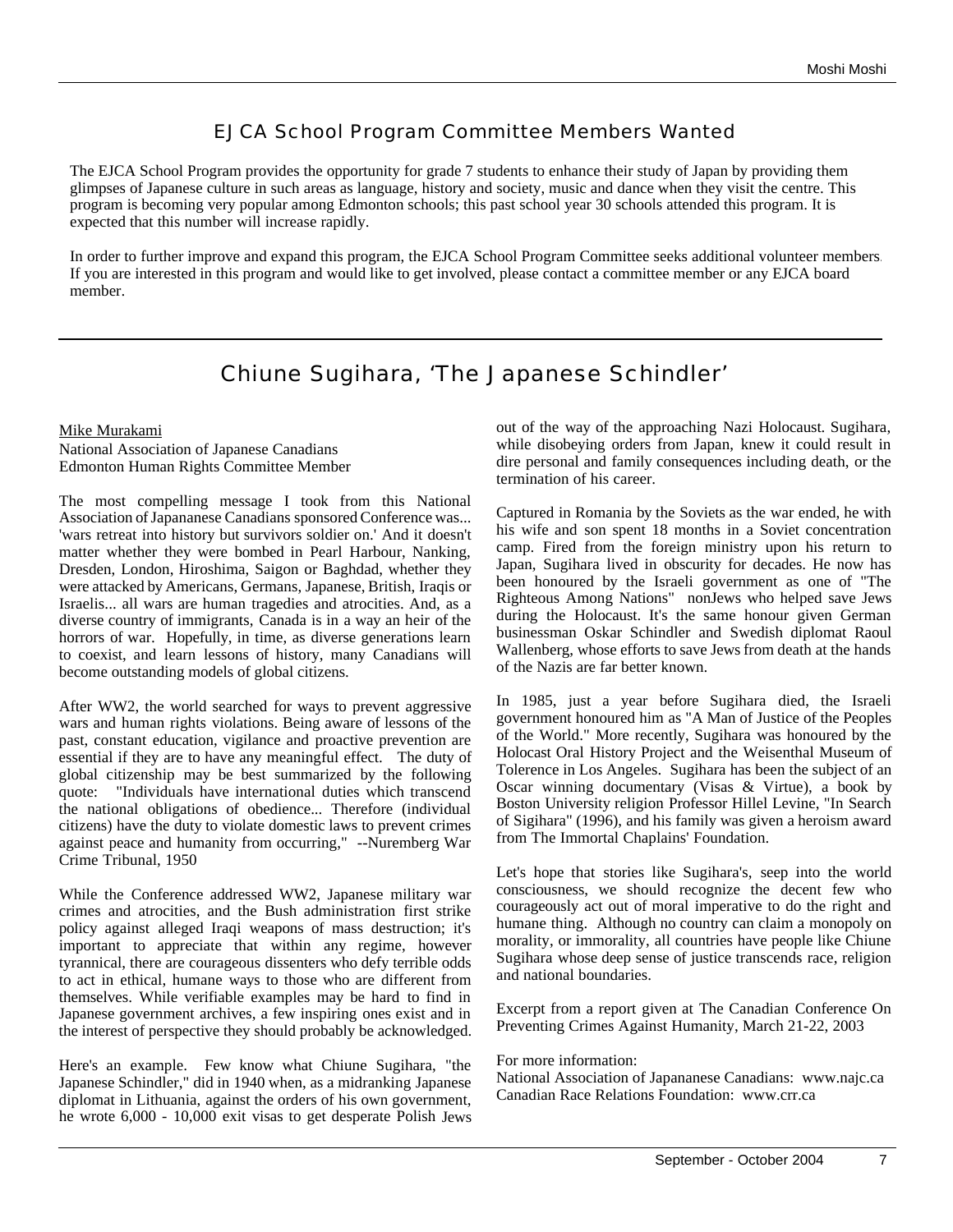## EJCA School Program Committee Members Wanted

The EJCA School Program provides the opportunity for grade 7 students to enhance their study of Japan by providing them glimpses of Japanese culture in such areas as language, history and society, music and dance when they visit the centre. This program is becoming very popular among Edmonton schools; this past school year 30 schools attended this program. It is expected that this number will increase rapidly.

In order to further improve and expand this program, the EJCA School Program Committee seeks additional volunteer members. If you are interested in this program and would like to get involved, please contact a committee member or any EJCA board member.

## Chiune Sugihara, 'The Japanese Schindler'

Mike Murakami
National Association of Japanese Canadians
Edmonton Human Rights Committee Member

The most compelling message I took from this National Association of Japananese Canadians sponsored Conference was... 'wars retreat into history but survivors soldier on.' And it doesn't matter whether they were bombed in Pearl Harbour, Nanking, Dresden, London, Hiroshima, Saigon or Baghdad, whether they were attacked by Americans, Germans, Japanese, British, Iraqis or Israelis... all wars are human tragedies and atrocities. And, as a diverse country of immigrants, Canada is in a way an heir of the horrors of war. Hopefully, in time, as diverse generations learn to coexist, and learn lessons of history, many Canadians will become outstanding models of global citizens.

After WW2, the world searched for ways to prevent aggressive wars and human rights violations. Being aware of lessons of the past, constant education, vigilance and proactive prevention are essential if they are to have any meaningful effect. The duty of global citizenship may be best summarized by the following quote: "Individuals have international duties which transcend the national obligations of obedience... Therefore (individual citizens) have the duty to violate domestic laws to prevent crimes against peace and humanity from occurring," --Nuremberg War Crime Tribunal, 1950

While the Conference addressed WW2, Japanese military war crimes and atrocities, and the Bush administration first strike policy against alleged Iraqi weapons of mass destruction; it's important to appreciate that within any regime, however tyrannical, there are courageous dissenters who defy terrible odds to act in ethical, humane ways to those who are different from themselves. While verifiable examples may be hard to find in Japanese government archives, a few inspiring ones exist and in the interest of perspective they should probably be acknowledged.

Here's an example. Few know what Chiune Sugihara, "the Japanese Schindler," did in 1940 when, as a midranking Japanese diplomat in Lithuania, against the orders of his own government, he wrote 6,000 - 10,000 exit visas to get desperate Polish Jews out of the way of the approaching Nazi Holocaust. Sugihara, while disobeying orders from Japan, knew it could result in dire personal and family consequences including death, or the termination of his career.

Captured in Romania by the Soviets as the war ended, he with his wife and son spent 18 months in a Soviet concentration camp. Fired from the foreign ministry upon his return to Japan, Sugihara lived in obscurity for decades. He now has been honoured by the Israeli government as one of "The Righteous Among Nations" nonJews who helped save Jews during the Holocaust. It's the same honour given German businessman Oskar Schindler and Swedish diplomat Raoul Wallenberg, whose efforts to save Jews from death at the hands of the Nazis are far better known.

In 1985, just a year before Sugihara died, the Israeli government honoured him as "A Man of Justice of the Peoples of the World." More recently, Sugihara was honoured by the Holocast Oral History Project and the Weisenthal Museum of Tolerence in Los Angeles. Sugihara has been the subject of an Oscar winning documentary (Visas & Virtue), a book by Boston University religion Professor Hillel Levine, "In Search of Sigihara" (1996), and his family was given a heroism award from The Immortal Chaplains' Foundation.

Let's hope that stories like Sugihara's, seep into the world consciousness, we should recognize the decent few who courageously act out of moral imperative to do the right and humane thing. Although no country can claim a monopoly on morality, or immorality, all countries have people like Chiune Sugihara whose deep sense of justice transcends race, religion and national boundaries.

Excerpt from a report given at The Canadian Conference On Preventing Crimes Against Humanity, March 21-22, 2003

For more information:
National Association of Japananese Canadians: www.najc.ca
Canadian Race Relations Foundation: www.crr.ca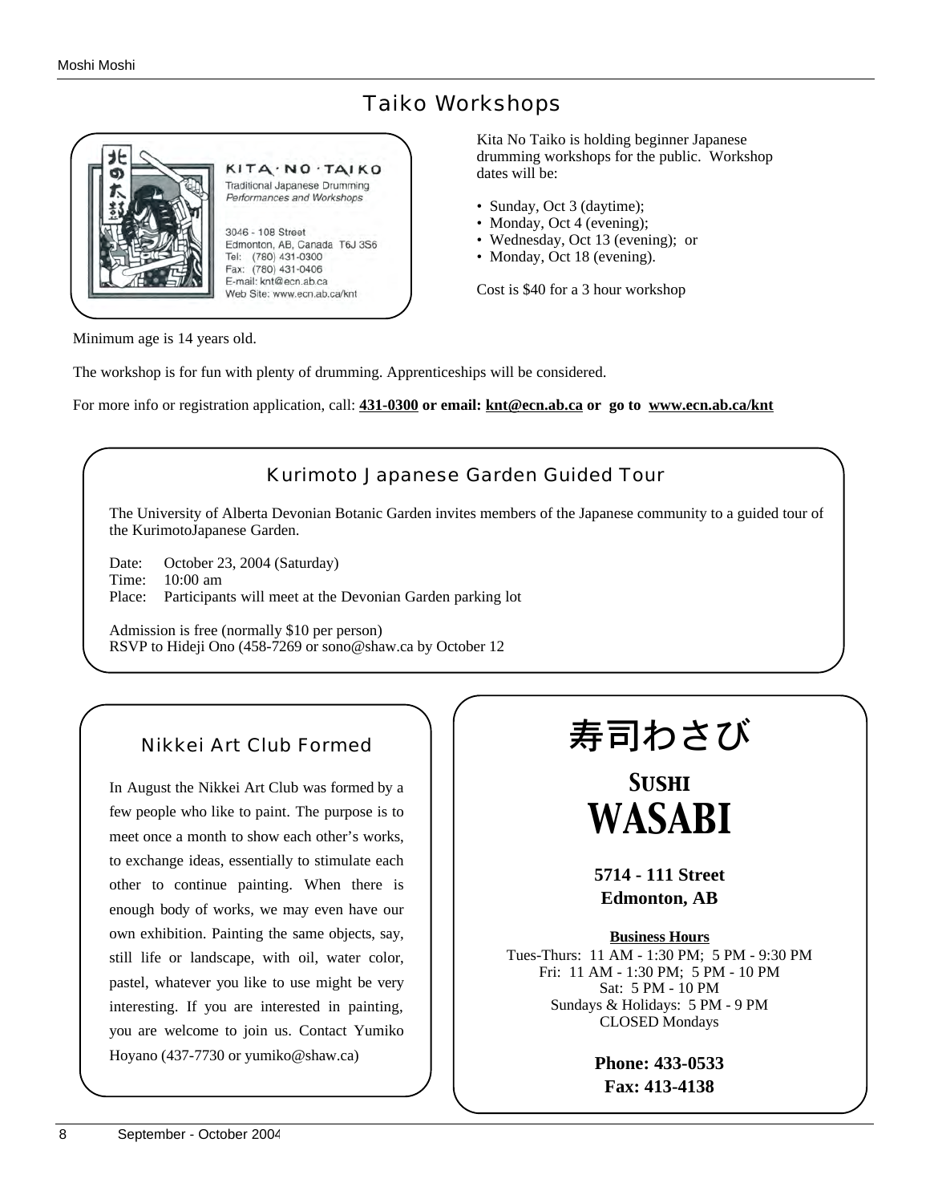## Taiko Workshops

KITA · NO · TAIKO
Traditional Japanese Drumming
*Performances and Workshops*

3046 - 108 Street
Edmonton, AB, Canada T6J 3S6
Tel: (780) 431-0300
Fax: (780) 431-0406
E-mail: knt@ecn.ab.ca
Web Site: www.ecn.ab.ca/knt

Kita No Taiko is holding beginner Japanese drumming workshops for the public. Workshop dates will be:

- Sunday, Oct 3 (daytime);
- Monday, Oct 4 (evening);
- Wednesday, Oct 13 (evening); or
- Monday, Oct 18 (evening).

Cost is $40 for a 3 hour workshop

Minimum age is 14 years old.

The workshop is for fun with plenty of drumming. Apprenticeships will be considered.

For more info or registration application, call: **431-0300 or email: knt@ecn.ab.ca or go to www.ecn.ab.ca/knt**

## Kurimoto Japanese Garden Guided Tour

The University of Alberta Devonian Botanic Garden invites members of the Japanese community to a guided tour of the KurimotoJapanese Garden.

Date: October 23, 2004 (Saturday)
Time: 10:00 am
Place: Participants will meet at the Devonian Garden parking lot

Admission is free (normally $10 per person)
RSVP to Hideji Ono (458-7269 or sono@shaw.ca by October 12

## Nikkei Art Club Formed

In August the Nikkei Art Club was formed by a few people who like to paint. The purpose is to meet once a month to show each other's works, to exchange ideas, essentially to stimulate each other to continue painting. When there is enough body of works, we may even have our own exhibition. Painting the same objects, say, still life or landscape, with oil, water color, pastel, whatever you like to use might be very interesting. If you are interested in painting, you are welcome to join us. Contact Yumiko Hoyano (437-7730 or yumiko@shaw.ca)

## 寿司わさび

**SUSHI WASABI**

**5714 - 111 Street**
**Edmonton, AB**

**Business Hours**
Tues-Thurs: 11 AM - 1:30 PM; 5 PM - 9:30 PM
Fri: 11 AM - 1:30 PM; 5 PM - 10 PM
Sat: 5 PM - 10 PM
Sundays & Holidays: 5 PM - 9 PM
CLOSED Mondays

**Phone: 433-0533**
**Fax: 413-4138**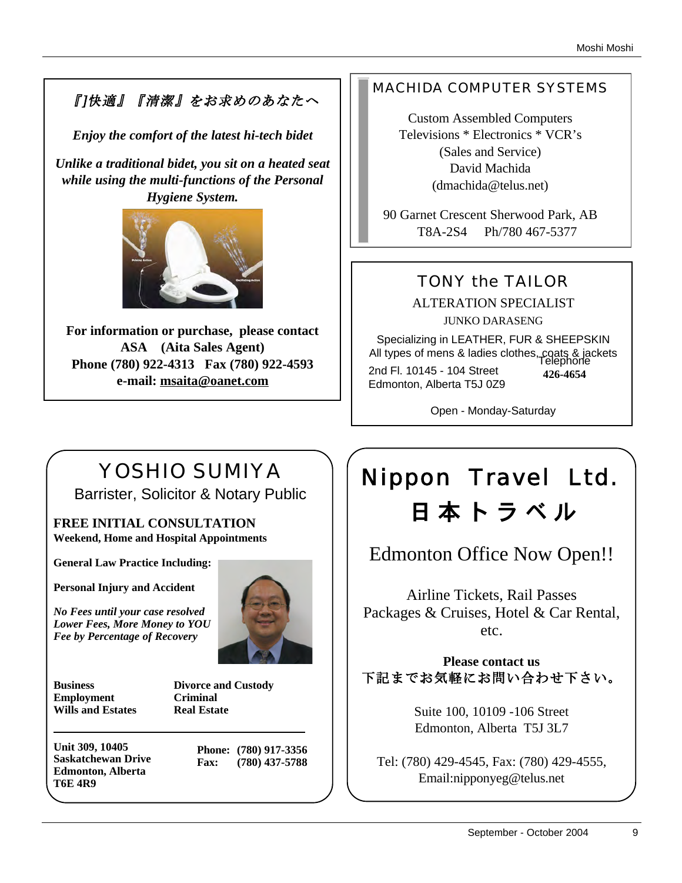*『]快適』『清潔』をお求めのあなたへ*

***Enjoy the comfort of the latest hi-tech bidet***

***Unlike a traditional bidet, you sit on a heated seat while using the multi-functions of the Personal Hygiene System.***

**For information or purchase, please contact**
**ASA (Aita Sales Agent)**
**Phone (780) 922-4313 Fax (780) 922-4593**
**e-mail: msaita@oanet.com**

---

## MACHIDA COMPUTER SYSTEMS

Custom Assembled Computers
Televisions * Electronics * VCR's
(Sales and Service)
David Machida
(dmachida@telus.net)

90 Garnet Crescent Sherwood Park, AB
T8A-2S4 Ph/780 467-5377

---

## TONY the TAILOR

ALTERATION SPECIALIST
JUNKO DARASENG

Specializing in LEATHER, FUR & SHEEPSKIN
All types of mens & ladies clothes, coats & jackets

2nd Fl. 10145 - 104 Street
Edmonton, Alberta T5J 0Z9

Telephone
**426-4654**

Open - Monday-Saturday

---

## YOSHIO SUMIYA

Barrister, Solicitor & Notary Public

**FREE INITIAL CONSULTATION**
**Weekend, Home and Hospital Appointments**

**General Law Practice Including:**

**Personal Injury and Accident**

***No Fees until your case resolved***
***Lower Fees, More Money to YOU***
***Fee by Percentage of Recovery***

**Business**
**Employment**
**Wills and Estates**
**Divorce and Custody**
**Criminal**
**Real Estate**

**Unit 309, 10405**
**Saskatchewan Drive**
**Edmonton, Alberta**
**T6E 4R9**

**Phone: (780) 917-3356**
**Fax: (780) 437-5788**

---

## Nippon Travel Ltd.
## 日本トラベル

Edmonton Office Now Open!!

Airline Tickets, Rail Passes
Packages & Cruises, Hotel & Car Rental, etc.

**Please contact us**
下記までお気軽にお問い合わせ下さい。

Suite 100, 10109 -106 Street
Edmonton, Alberta T5J 3L7

Tel: (780) 429-4545, Fax: (780) 429-4555,
Email:nipponyeg@telus.net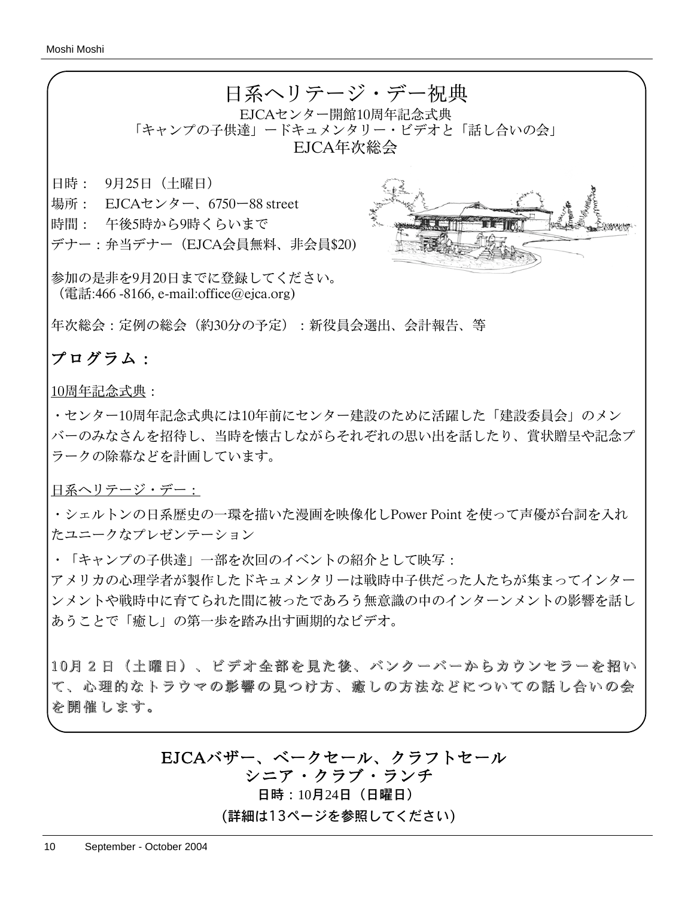# 日系ヘリテージ・デー祝典

EJCAセンター開館10周年記念式典

「キャンプの子供達」ードキュメンタリー・ビデオと「話し合いの会」

EJCA年次総会

日時：　9月25日（土曜日）

場所：　EJCAセンター、6750ー88 street

時間：　午後5時から9時くらいまで

デナー：弁当デナー（EJCA会員無料、非会員$20)

参加の是非を9月20日までに登録してください。
（電話:466 -8166, e-mail:office@ejca.org)

年次総会：定例の総会（約30分の予定）：新役員会選出、会計報告、等

## プログラム：

10周年記念式典：

・センター10周年記念式典には10年前にセンター建設のために活躍した「建設委員会」のメンバーのみなさんを招待し、当時を懐古しながらそれぞれの思い出を話したり、賞状贈呈や記念プラークの除幕などを計画しています。

日系ヘリテージ・デー：

・シェルトンの日系歴史の一環を描いた漫画を映像化しPower Point を使って声優が台詞を入れたユニークなプレゼンテーション

・「キャンプの子供達」一部を次回のイベントの紹介として映写：
アメリカの心理学者が製作したドキュメンタリーは戦時中子供だった人たちが集まってインターンメントや戦時中に育てられた間に被ったであろう無意識の中のインターンメントの影響を話しあうことで「癒し」の第一歩を踏み出す画期的なビデオ。

**10月２日（土曜日）、ビデオ全部を見た後、バンクーバーからカウンセラーを招いて、心理的なトラウマの影響の見つけ方、癒しの方法などについての話し合いの会を開催します。**

## EJCAバザー、ベークセール、クラフトセール
## シニア・クラブ・ランチ

**日時：10月24日（日曜日）**

**(詳細は13ページを参照してください)**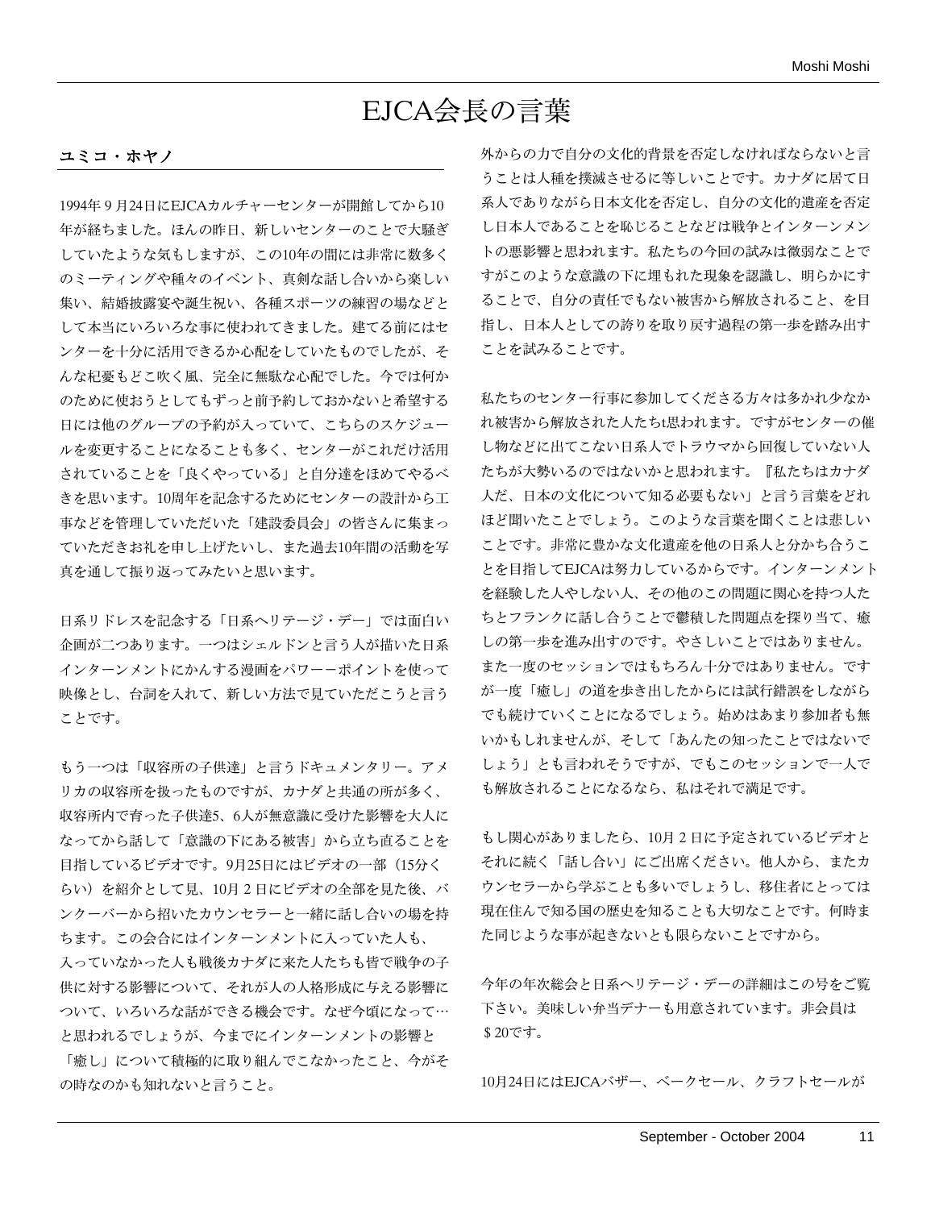# EJCA会長の言葉

**ユミコ・ホヤノ**

1994年９月24日にEJCAカルチャーセンターが開館してから10年が経ちました。ほんの昨日、新しいセンターのことで大騒ぎしていたような気もしますが、この10年の間には非常に数多くのミーティングや種々のイベント、真剣な話し合いから楽しい集い、結婚披露宴や誕生祝い、各種スポーツの練習の場などとして本当にいろいろな事に使われてきました。建てる前にはセンターを十分に活用できるか心配をしていたものでしたが、そんな杞憂もどこ吹く風、完全に無駄な心配でした。今では何かのために使おうとしてもずっと前予約しておかないと希望する日には他のグループの予約が入っていて、こちらのスケジュールを変更することになることも多く、センターがこれだけ活用されていることを「良くやっている」と自分達をほめてやるべきを思います。10周年を記念するためにセンターの設計から工事などを管理していただいた「建設委員会」の皆さんに集まっていただきお礼を申し上げたいし、また過去10年間の活動を写真を通して振り返ってみたいと思います。

日系リドレスを記念する「日系ヘリテージ・デー」では面白い企画が二つあります。一つはシェルドンと言う人が描いた日系インターンメントにかんする漫画をパワーーポイントを使って映像とし、台詞を入れて、新しい方法で見ていただこうと言うことです。

もう一つは「収容所の子供達」と言うドキュメンタリー。アメリカの収容所を扱ったものですが、カナダと共通の所が多く、収容所内で育った子供達5、6人が無意識に受けた影響を大人になってから話して「意識の下にある被害」から立ち直ることを目指しているビデオです。9月25日にはビデオの一部（15分くらい）を紹介として見、10月２日にビデオの全部を見た後、バンクーバーから招いたカウンセラーと一緒に話し合いの場を持ちます。この会合にはインターンメントに入っていた人も、入っていなかった人も戦後カナダに来た人たちも皆で戦争の子供に対する影響について、それが人の人格形成に与える影響について、いろいろな話ができる機会です。なぜ今頃になって…と思われるでしょうが、今までにインターンメントの影響と「癒し」について積極的に取り組んでこなかったこと、今がその時なのかも知れないと言うこと。

外からの力で自分の文化的背景を否定しなければならないと言うことは人種を撲滅させるに等しいことです。カナダに居て日系人でありながら日本文化を否定し、自分の文化的遺産を否定し日本人であることを恥じることなどは戦争とインターンメントの悪影響と思われます。私たちの今回の試みは微弱なことですがこのような意識の下に埋もれた現象を認識し、明らかにすることで、自分の責任でもない被害から解放されること、を目指し、日本人としての誇りを取り戻す過程の第一歩を踏み出すことを試みることです。

私たちのセンター行事に参加してくださる方々は多かれ少なかれ被害から解放された人たちt思われます。ですがセンターの催し物などに出てこない日系人でトラウマから回復していない人たちが大勢いるのではないかと思われます。『私たちはカナダ人だ、日本の文化について知る必要もない」と言う言葉をどれほど聞いたことでしょう。このような言葉を聞くことは悲しいことです。非常に豊かな文化遺産を他の日系人と分かち合うことを目指してEJCAは努力しているからです。インターンメントを経験した人やしない人、その他のこの問題に関心を持つ人たちとフランクに話し合うことで鬱積した問題点を探り当て、癒しの第一歩を進み出すのです。やさしいことではありません。また一度のセッションではもちろん十分ではありません。ですが一度「癒し」の道を歩き出したからには試行錯誤をしながらでも続けていくことになるでしょう。始めはあまり参加者も無いかもしれませんが、そして「あんたの知ったことではないでしょう」とも言われそうですが、でもこのセッションで一人でも解放されることになるなら、私はそれで満足です。

もし関心がありましたら、10月２日に予定されているビデオとそれに続く「話し合い」にご出席ください。他人から、またカウンセラーから学ぶことも多いでしょうし、移住者にとっては現在住んで知る国の歴史を知ることも大切なことです。何時また同じような事が起きないとも限らないことですから。

今年の年次総会と日系ヘリテージ・デーの詳細はこの号をご覧下さい。美味しい弁当デナーも用意されています。非会員は＄20です。

10月24日にはEJCAバザー、ベークセール、クラフトセールが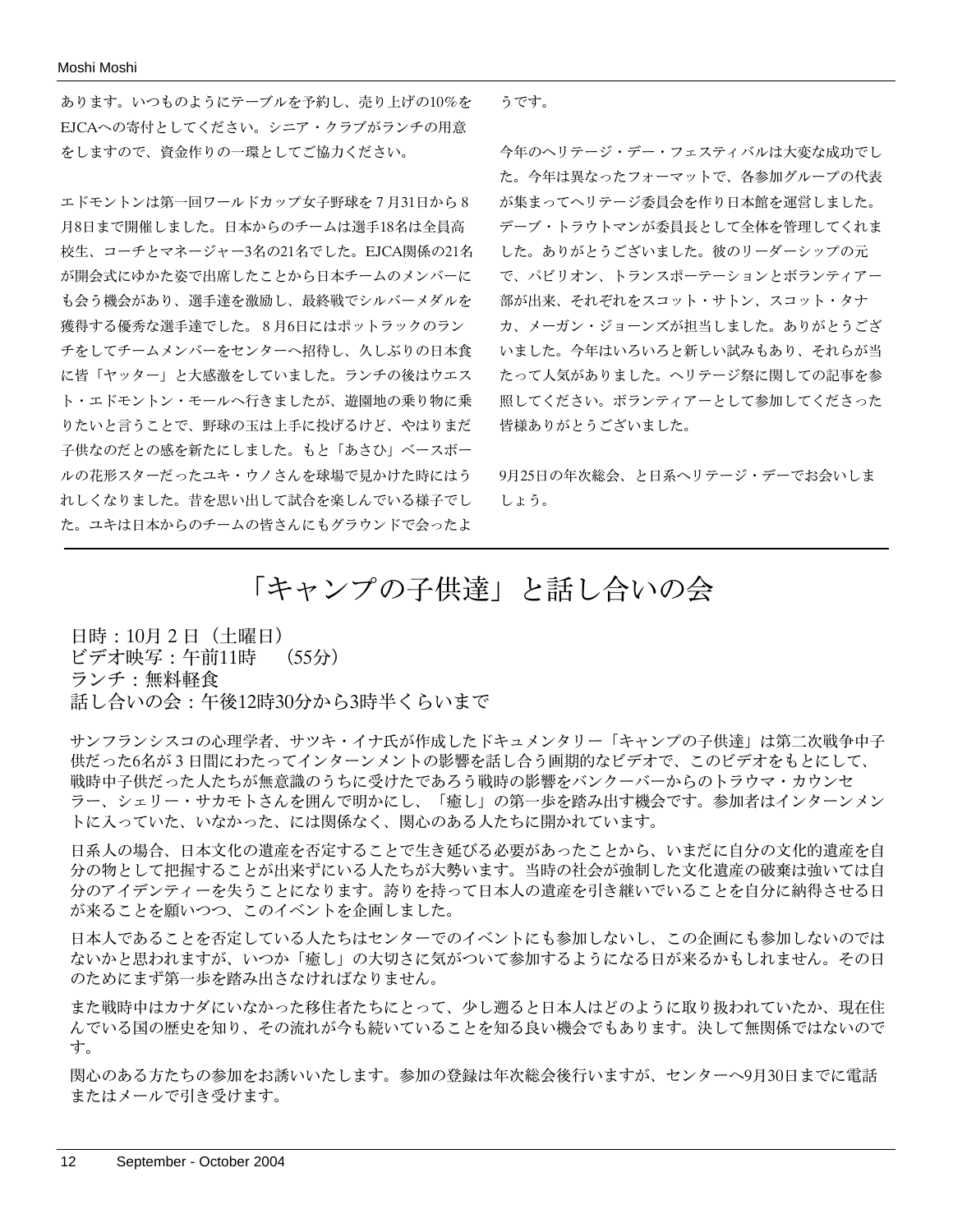あります。いつものようにテーブルを予約し、売り上げの10%をEJCAへの寄付としてください。シニア・クラブがランチの用意をしますので、資金作りの一環としてご協力ください。

エドモントンは第一回ワールドカップ女子野球を７月31日から８月8日まで開催しました。日本からのチームは選手18名は全員高校生、コーチとマネージャー3名の21名でした。EJCA関係の21名が開会式にゆかた姿で出席したことから日本チームのメンバーにも会う機会があり、選手達を激励し、最終戦でシルバーメダルを獲得する優秀な選手達でした。８月6日にはポットラックのランチをしてチームメンバーをセンターへ招待し、久しぶりの日本食に皆「ヤッター」と大感激をしていました。ランチの後はウエスト・エドモントン・モールへ行きましたが、遊園地の乗り物に乗りたいと言うことで、野球の玉は上手に投げるけど、やはりまだ子供なのだとの感を新たにしました。もと「あさひ」ベースボールの花形スターだったユキ・ウノさんを球場で見かけた時にはうれしくなりました。昔を思い出して試合を楽しんでいる様子でした。ユキは日本からのチームの皆さんにもグラウンドで会ったようです。

今年のヘリテージ・デー・フェスティバルは大変な成功でした。今年は異なったフォーマットで、各参加グループの代表が集まってヘリテージ委員会を作り日本館を運営しました。デーブ・トラウトマンが委員長として全体を管理してくれました。ありがとうございました。彼のリーダーシップの元で、パビリオン、トランスポーテーションとボランティアー部が出来、それぞれをスコット・サトン、スコット・タナカ、メーガン・ジョーンズが担当しました。ありがとうございました。今年はいろいろと新しい試みもあり、それらが当たって人気がありました。ヘリテージ祭に関しての記事を参照してください。ボランティアーとして参加してくださった皆様ありがとうございました。

9月25日の年次総会、と日系ヘリテージ・デーでお会いしましょう。

# 「キャンプの子供達」と話し合いの会

日時：10月２日（土曜日）
ビデオ映写：午前11時　（55分）
ランチ：無料軽食
話し合いの会：午後12時30分から3時半くらいまで

サンフランシスコの心理学者、サツキ・イナ氏が作成したドキュメンタリー「キャンプの子供達」は第二次戦争中子供だった6名が３日間にわたってインターンメントの影響を話し合う画期的なビデオで、このビデオをもとにして、戦時中子供だった人たちが無意識のうちに受けたであろう戦時の影響をバンクーバーからのトラウマ・カウンセラー、シェリー・サカモトさんを囲んで明かにし、「癒し」の第一歩を踏み出す機会です。参加者はインターンメントに入っていた、いなかった、には関係なく、関心のある人たちに開かれています。

日系人の場合、日本文化の遺産を否定することで生き延びる必要があったことから、いまだに自分の文化的遺産を自分の物として把握することが出来ずにいる人たちが大勢います。当時の社会が強制した文化遺産の破棄は強いては自分のアイデンティーを失うことになります。誇りを持って日本人の遺産を引き継いでいることを自分に納得させる日が来ることを願いつつ、このイベントを企画しました。

日本人であることを否定している人たちはセンターでのイベントにも参加しないし、この企画にも参加しないのではないかと思われますが、いつか「癒し」の大切さに気がついて参加するようになる日が来るかもしれません。その日のためにまず第一歩を踏み出さなければなりません。

また戦時中はカナダにいなかった移住者たちにとって、少し遡ると日本人はどのように取り扱われていたか、現在住んでいる国の歴史を知り、その流れが今も続いていることを知る良い機会でもあります。決して無関係ではないのです。

関心のある方たちの参加をお誘いいたします。参加の登録は年次総会後行いますが、センターへ9月30日までに電話またはメールで引き受けます。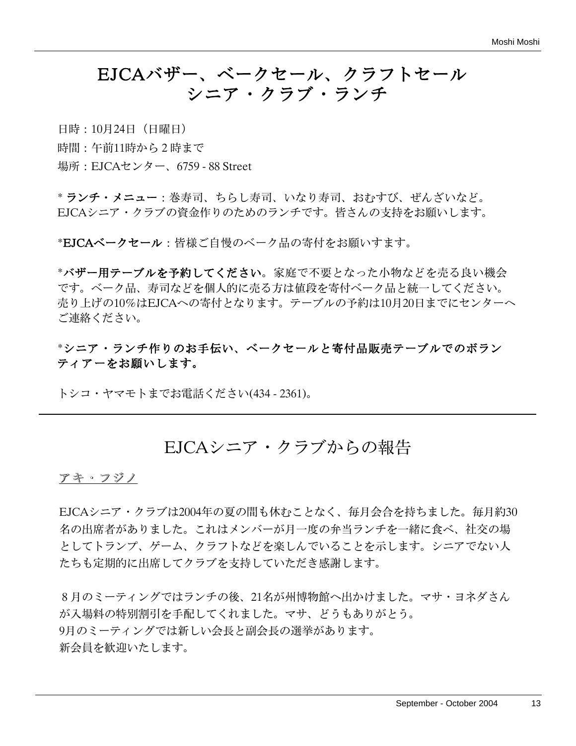# EJCAバザー、ベークセール、クラフトセール シニア・クラブ・ランチ

日時：10月24日（日曜日）

時間：午前11時から２時まで

場所：EJCAセンター、6759 - 88 Street

* **ランチ・メニュー**：巻寿司、ちらし寿司、いなり寿司、おむすび、ぜんざいなど。EJCAシニア・クラブの資金作りのためのランチです。皆さんの支持をお願いします。

***EJCAベークセール**：皆様ご自慢のベーク品の寄付をお願いすます。

***バザー用テーブルを予約してください**。家庭で不要となった小物などを売る良い機会です。ベーク品、寿司などを個人的に売る方は値段を寄付ベーク品と統一してください。売り上げの10%はEJCAへの寄付となります。テーブルの予約は10月20日までにセンターへご連絡ください。

***シニア・ランチ作りのお手伝い、ベークセールと寄付品販売テーブルでのボランティアーをお願いします。**

トシコ・ヤマモトまでお電話ください(434 - 2361)。

---

# EJCAシニア・クラブからの報告

<u>アキ・フジノ</u>

EJCAシニア・クラブは2004年の夏の間も休むことなく、毎月会合を持ちました。毎月約30名の出席者がありました。これはメンバーが月一度の弁当ランチを一緒に食べ、社交の場としてトランプ、ゲーム、クラフトなどを楽しんでいることを示します。シニアでない人たちも定期的に出席してクラブを支持していただき感謝します。

８月のミーティングではランチの後、21名が州博物館へ出かけました。マサ・ヨネダさんが入場料の特別割引を手配してくれました。マサ、どうもありがとう。
9月のミーティングでは新しい会長と副会長の選挙があります。
新会員を歓迎いたします。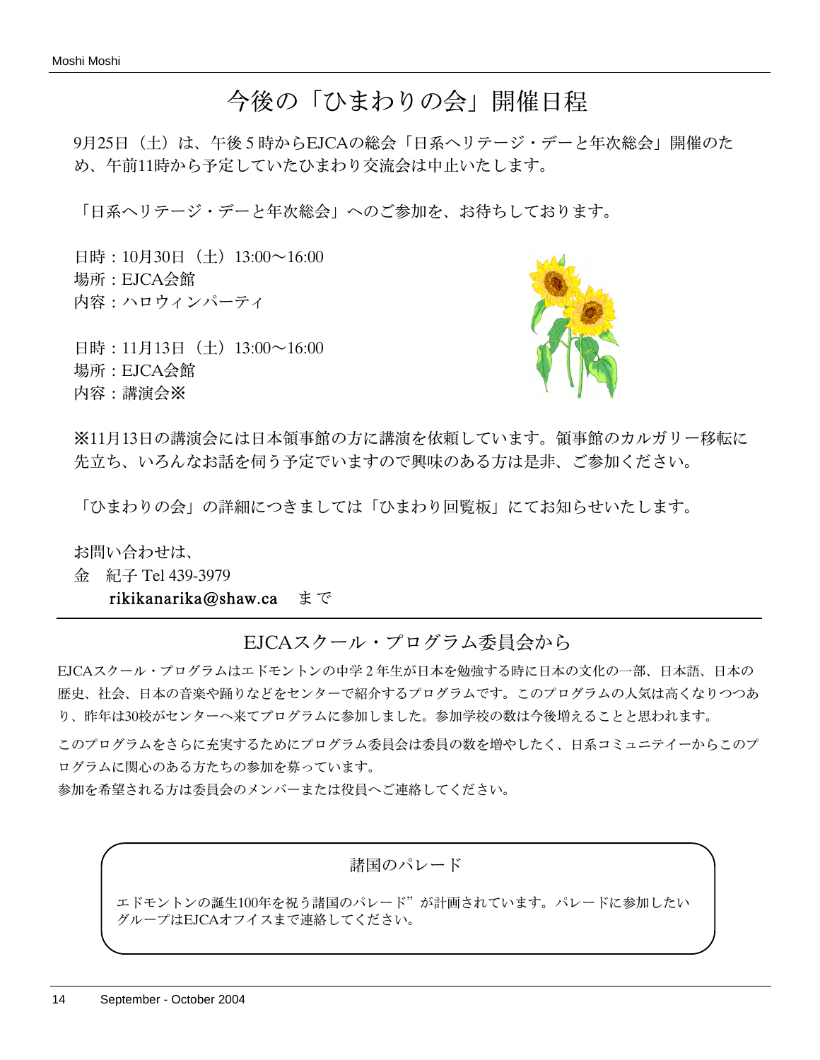# 今後の「ひまわりの会」開催日程

9月25日（土）は、午後５時からEJCAの総会「日系ヘリテージ・デーと年次総会」開催のため、午前11時から予定していたひまわり交流会は中止いたします。

「日系ヘリテージ・デーと年次総会」へのご参加を、お待ちしております。

日時：10月30日（土）13:00〜16:00
場所：EJCA会館
内容：ハロウィンパーティ

日時：11月13日（土）13:00〜16:00
場所：EJCA会館
内容：講演会※

※11月13日の講演会には日本領事館の方に講演を依頼しています。領事館のカルガリー移転に先立ち、いろんなお話を伺う予定でいますので興味のある方は是非、ご参加ください。

「ひまわりの会」の詳細につきましては「ひまわり回覧板」にてお知らせいたします。

お問い合わせは、
金　紀子 Tel 439-3979
rikikanarika@shaw.ca　まで

## EJCAスクール・プログラム委員会から

EJCAスクール・プログラムはエドモントンの中学２年生が日本を勉強する時に日本の文化の一部、日本語、日本の歴史、社会、日本の音楽や踊りなどをセンターで紹介するプログラムです。このプログラムの人気は高くなりつつあり、昨年は30校がセンターへ来てプログラムに参加しました。参加学校の数は今後増えることと思われます。

このプログラムをさらに充実するためにプログラム委員会は委員の数を増やしたく、日系コミュニテイーからこのプログラムに関心のある方たちの参加を募っています。

参加を希望される方は委員会のメンバーまたは役員へご連絡してください。

### 諸国のパレード

エドモントンの誕生100年を祝う諸国のパレード”が計画されています。パレードに参加したいグループはEJCAオフイスまで連絡してください。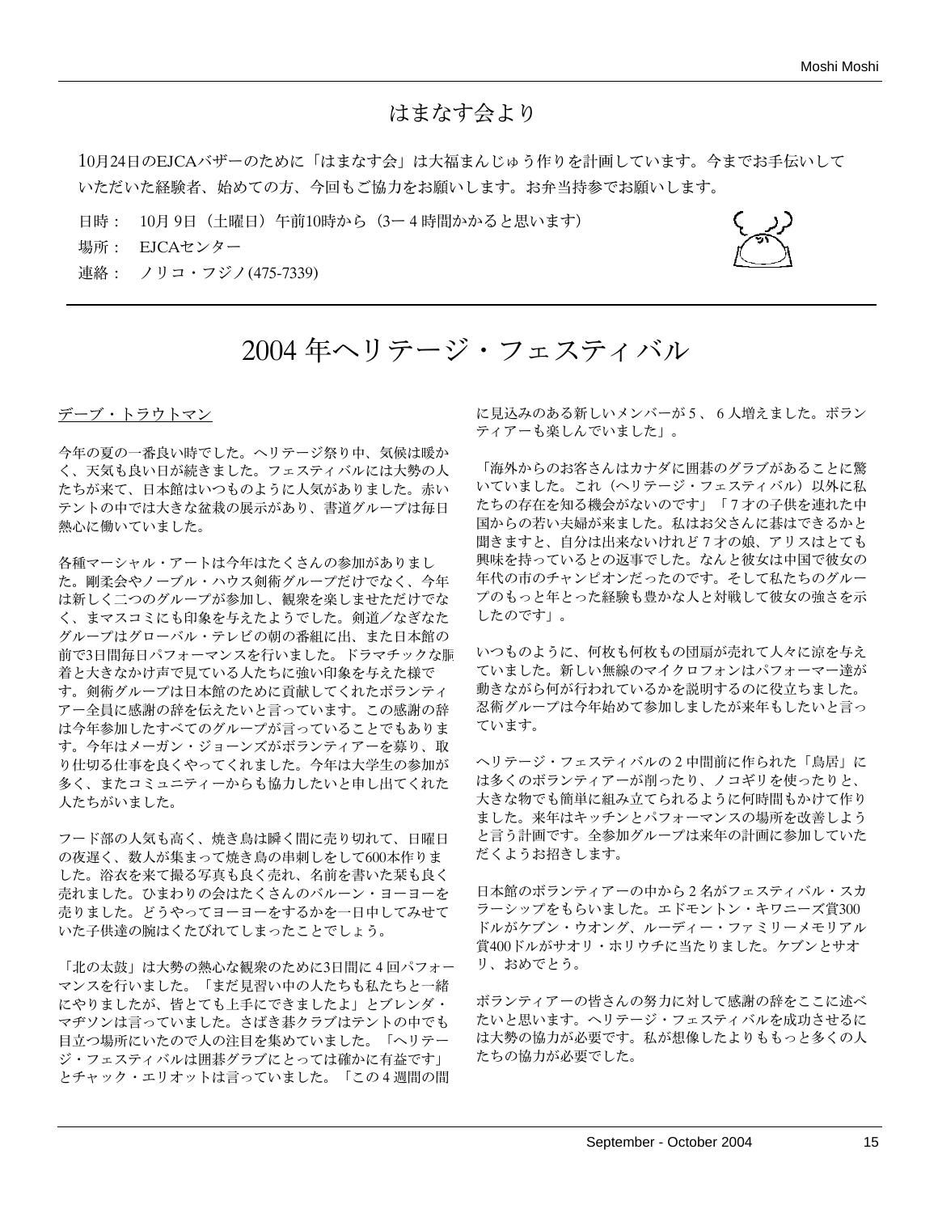# はまなす会より

10月24日のEJCAバザーのために「はまなす会」は大福まんじゅう作りを計画しています。今までお手伝いしていただいた経験者、始めての方、今回もご協力をお願いします。お弁当持参でお願いします。

日時： 10月 9日（土曜日）午前10時から（3ー４時間かかると思います）

場所： EJCAセンター

連絡： ノリコ・フジノ(475-7339)

# 2004 年ヘリテージ・フェスティバル

デーブ・トラウトマン

今年の夏の一番良い時でした。ヘリテージ祭り中、気候は暖かく、天気も良い日が続きました。フェスティバルには大勢の人たちが来て、日本館はいつものように人気がありました。赤いテントの中では大きな盆栽の展示があり、書道グループは毎日熱心に働いていました。

各種マーシャル・アートは今年はたくさんの参加がありました。剛柔会やノーブル・ハウス剣術グループだけでなく、今年は新しく二つのグループが参加し、観衆を楽しませただけでなく、まマスコミにも印象を与えたようでした。剣道／なぎなたグループはグローバル・テレビの朝の番組に出、また日本館の前で3日間毎日パフォーマンスを行いました。ドラマチックな胴着と大きなかけ声で見ている人たちに強い印象を与えた様です。剣術グループは日本館のために貢献してくれたボランティアー全員に感謝の辞を伝えたいと言っています。この感謝の辞は今年参加したすべてのグループが言っていることでもあります。今年はメーガン・ジョーンズがボランティアーを募り、取り仕切る仕事を良くやってくれました。今年は大学生の参加が多く、またコミュニティーからも協力したいと申し出てくれた人たちがいました。

フード部の人気も高く、焼き鳥は瞬く間に売り切れて、日曜日の夜遅く、数人が集まって焼き鳥の串刺しをして600本作りました。浴衣を来て撮る写真も良く売れ、名前を書いた栞も良く売れました。ひまわりの会はたくさんのバルーン・ヨーヨーを売りました。どうやってヨーヨーをするかを一日中してみせていた子供達の腕はくたびれてしまったことでしょう。

「北の太鼓」は大勢の熱心な観衆のために3日間に４回パフォーマンスを行いました。「まだ見習い中の人たちも私たちと一緒にやりましたが、皆とても上手にできましたよ」とブレンダ・マヂソンは言っていました。さばき碁クラブはテントの中でも目立つ場所にいたので人の注目を集めていました。「ヘリテージ・フェスティバルは囲碁グラブにとっては確かに有益です」とチャック・エリオットは言っていました。「この４週間の間に見込みのある新しいメンバーが５、６人増えました。ボランティアーも楽しんでいました」。

「海外からのお客さんはカナダに囲碁のグラブがあることに驚いていました。これ（ヘリテージ・フェスティバル）以外に私たちの存在を知る機会がないのです」「７才の子供を連れた中国からの若い夫婦が来ました。私はお父さんに碁はできるかと聞きますと、自分は出来ないけれど７才の娘、アリスはとても興味を持っているとの返事でした。なんと彼女は中国で彼女の年代の市のチャンピオンだったのです。そして私たちのグループのもっと年とった経験も豊かな人と対戦して彼女の強さを示したのです」。

いつものように、何枚も何枚もの団扇が売れて人々に涼を与えていました。新しい無線のマイクロフォンはパフォーマー達が動きながら何が行われているかを説明するのに役立ちました。忍術グループは今年始めて参加しましたが来年もしたいと言っています。

ヘリテージ・フェスティバルの２中間前に作られた「鳥居」には多くのボランティアーが削ったり、ノコギリを使ったりと、大きな物でも簡単に組み立てられるように何時間もかけて作りました。来年はキッチンとパフォーマンスの場所を改善しようと言う計画です。全参加グループは来年の計画に参加していただくようお招きします。

日本館のボランティアーの中から２名がフェスティバル・スカラーシップをもらいました。エドモントン・キワニーズ賞300ドルがケブン・ウオング、ルーディー・ファミリーメモリアル賞400ドルがサオリ・ホリウチに当たりました。ケブンとサオリ、おめでとう。

ボランティアーの皆さんの努力に対して感謝の辞をここに述べたいと思います。ヘリテージ・フェスティバルを成功させるには大勢の協力が必要です。私が想像したよりももっと多くの人たちの協力が必要でした。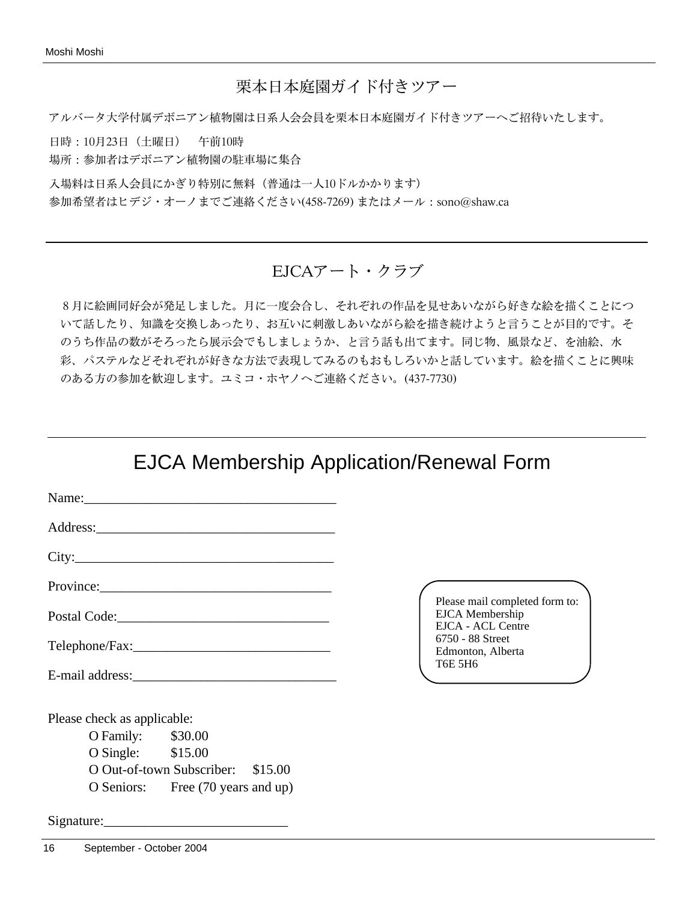## 栗本日本庭園ガイド付きツアー

アルバータ大学付属デボニアン植物園は日系人会会員を栗本日本庭園ガイド付きツアーへご招待いたします。

日時：10月23日（土曜日）　午前10時

場所：参加者はデボニアン植物園の駐車場に集合

入場料は日系人会員にかぎり特別に無料（普通は一人10ドルかかります）

参加希望者はヒデジ・オーノまでご連絡ください(458-7269) またはメール：sono@shaw.ca

## EJCAアート・クラブ

８月に絵画同好会が発足しました。月に一度会合し、それぞれの作品を見せあいながら好きな絵を描くことについて話したり、知識を交換しあったり、お互いに刺激しあいながら絵を描き続けようと言うことが目的です。そのうち作品の数がそろったら展示会でもしましょうか、と言う話も出てます。同じ物、風景など、を油絵、水彩、パステルなどそれぞれが好きな方法で表現してみるのもおもしろいかと話しています。絵を描くことに興味のある方の参加を歓迎します。ユミコ・ホヤノへご連絡ください。(437-7730)

# EJCA Membership Application/Renewal Form

Name:_____________________________________

Address:__________________________________

City:_____________________________________

Province:_________________________________

Postal Code:______________________________

Telephone/Fax:____________________________

E-mail address:___________________________

Please mail completed form to:
EJCA Membership
EJCA - ACL Centre
6750 - 88 Street
Edmonton, Alberta
T6E 5H6

Please check as applicable:

- O Family: $30.00
- O Single: $15.00
- O Out-of-town Subscriber: $15.00
- O Seniors: Free (70 years and up)

Signature:___________________________